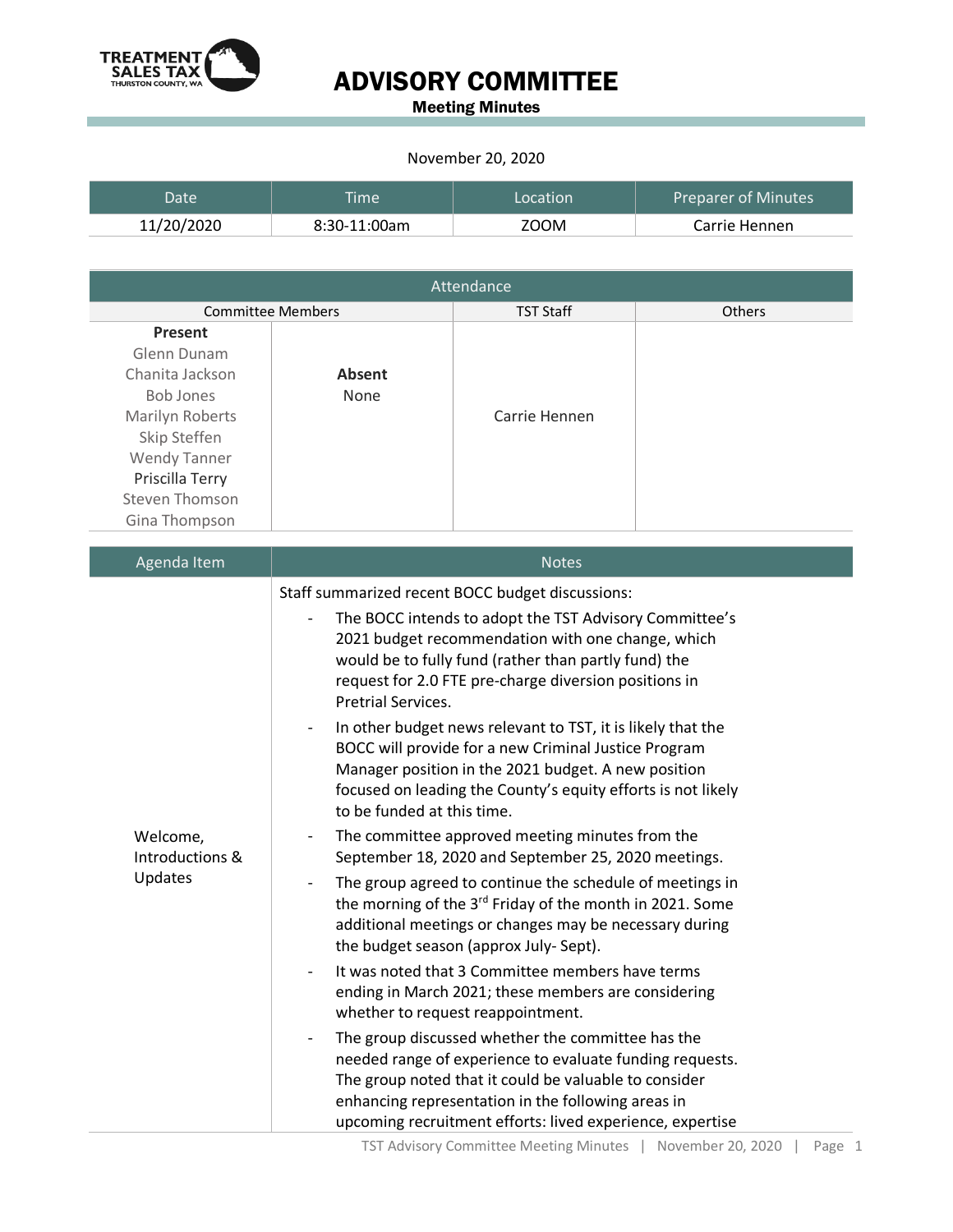TREATMENT SALES TAX
THURSTON COUNTY, WA

# ADVISORY COMMITTEE

## Meeting Minutes

November 20, 2020

| Date | Time | Location | Preparer of Minutes |
|---|---|---|---|
| 11/20/2020 | 8:30-11:00am | ZOOM | Carrie Hennen |

| Attendance | | | |
|---|---|---|---|
| Committee Members | | TST Staff | Others |
| **Present**<br>Glenn Dunam<br>Chanita Jackson<br>Bob Jones<br>Marilyn Roberts<br>Skip Steffen<br>Wendy Tanner<br>Priscilla Terry<br>Steven Thomson<br>Gina Thompson | **Absent**<br>None | Carrie Hennen | |

| Agenda Item | Notes |
|---|---|
| Welcome, Introductions & Updates | Staff summarized recent BOCC budget discussions:<br>- The BOCC intends to adopt the TST Advisory Committee's 2021 budget recommendation with one change, which would be to fully fund (rather than partly fund) the request for 2.0 FTE pre-charge diversion positions in Pretrial Services.<br>- In other budget news relevant to TST, it is likely that the BOCC will provide for a new Criminal Justice Program Manager position in the 2021 budget. A new position focused on leading the County's equity efforts is not likely to be funded at this time.<br>- The committee approved meeting minutes from the September 18, 2020 and September 25, 2020 meetings.<br>- The group agreed to continue the schedule of meetings in the morning of the 3rd Friday of the month in 2021. Some additional meetings or changes may be necessary during the budget season (approx July- Sept).<br>- It was noted that 3 Committee members have terms ending in March 2021; these members are considering whether to request reappointment.<br>- The group discussed whether the committee has the needed range of experience to evaluate funding requests. The group noted that it could be valuable to consider enhancing representation in the following areas in upcoming recruitment efforts: lived experience, expertise |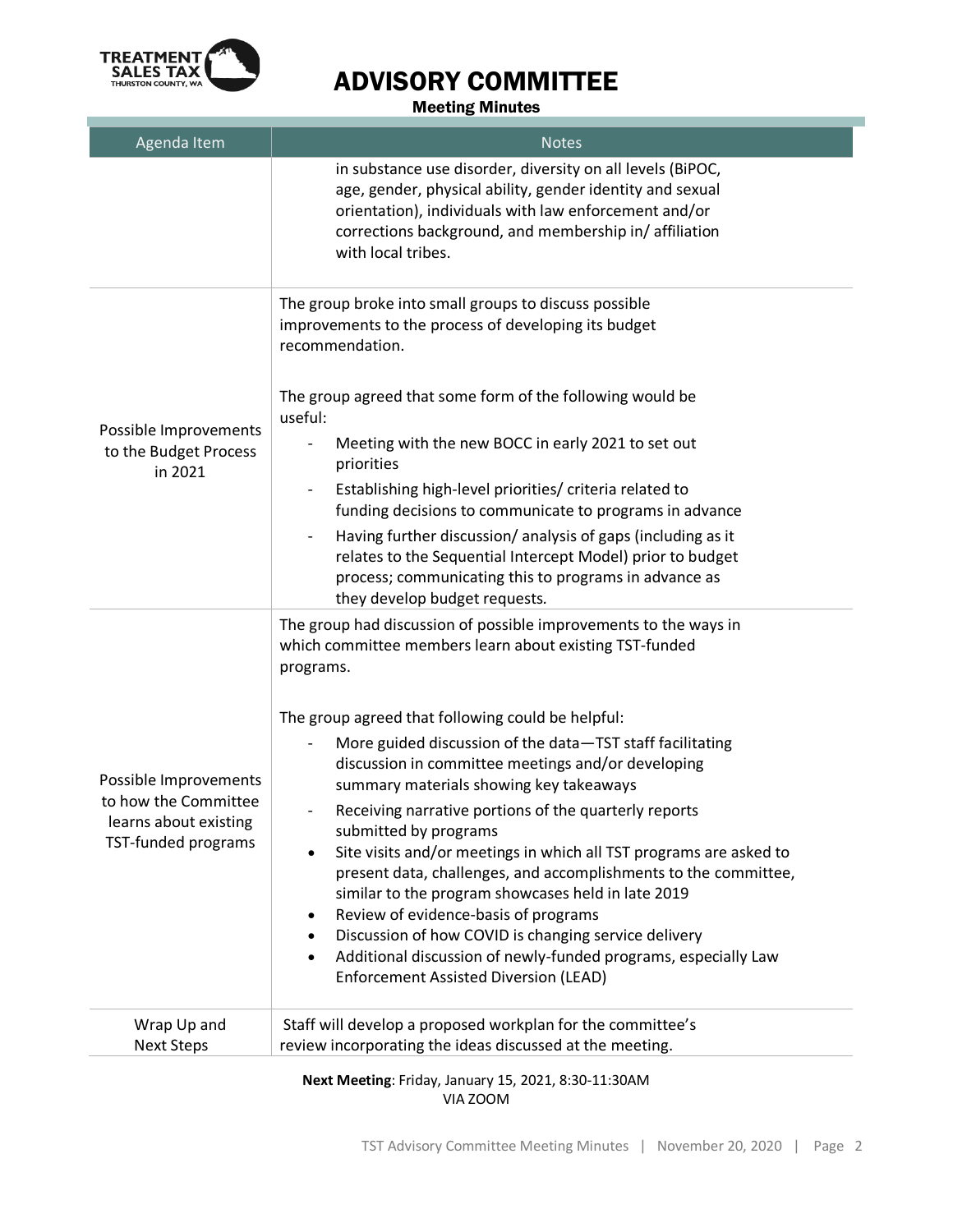# ADVISORY COMMITTEE

**Meeting Minutes**

| Agenda Item | Notes |
| --- | --- |
| | in substance use disorder, diversity on all levels (BiPOC, age, gender, physical ability, gender identity and sexual orientation), individuals with law enforcement and/or corrections background, and membership in/ affiliation with local tribes. |
| Possible Improvements to the Budget Process in 2021 | The group broke into small groups to discuss possible improvements to the process of developing its budget recommendation.<br><br>The group agreed that some form of the following would be useful:<br>- Meeting with the new BOCC in early 2021 to set out priorities<br>- Establishing high-level priorities/ criteria related to funding decisions to communicate to programs in advance<br>- Having further discussion/ analysis of gaps (including as it relates to the Sequential Intercept Model) prior to budget process; communicating this to programs in advance as they develop budget requests. |
| Possible Improvements to how the Committee learns about existing TST-funded programs | The group had discussion of possible improvements to the ways in which committee members learn about existing TST-funded programs.<br><br>The group agreed that following could be helpful:<br>- More guided discussion of the data—TST staff facilitating discussion in committee meetings and/or developing summary materials showing key takeaways<br>- Receiving narrative portions of the quarterly reports submitted by programs<br>• Site visits and/or meetings in which all TST programs are asked to present data, challenges, and accomplishments to the committee, similar to the program showcases held in late 2019<br>• Review of evidence-basis of programs<br>• Discussion of how COVID is changing service delivery<br>• Additional discussion of newly-funded programs, especially Law Enforcement Assisted Diversion (LEAD) |
| Wrap Up and Next Steps | Staff will develop a proposed workplan for the committee's review incorporating the ideas discussed at the meeting. |

**Next Meeting**: Friday, January 15, 2021, 8:30-11:30AM
VIA ZOOM